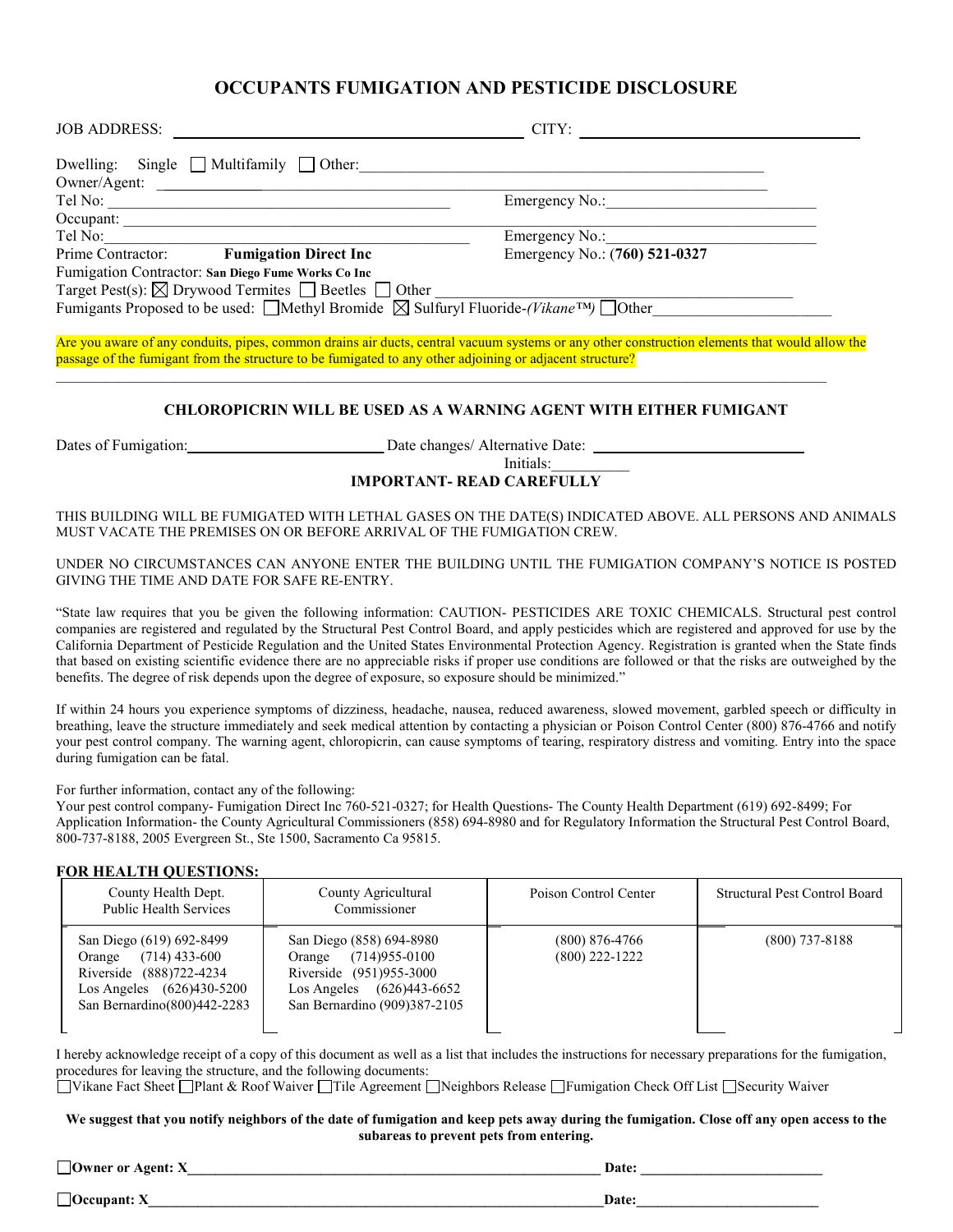# OCCUPANTS FUMIGATION AND PESTICIDE DISCLOSURE

JOB ADDRESS: ______________________________ CITY: ______________________________

Dwelling: Single ☐ Multifamily ☐ Other: ______________________________

Owner/Agent: ______________________________

Tel No: ______________________________ Emergency No.: ______________________________

Occupant: ______________________________

Tel No: ______________________________ Emergency No.: ______________________________

Prime Contractor: **Fumigation Direct Inc** Emergency No.: **(760) 521-0327**

Fumigation Contractor: **San Diego Fume Works Co Inc**

Target Pest(s): ☒ Drywood Termites ☐ Beetles ☐ Other ______________________________

Fumigants Proposed to be used: ☐ Methyl Bromide ☒ Sulfuryl Fluoride-*(Vikane™)* ☐ Other ______________________________

Are you aware of any conduits, pipes, common drains air ducts, central vacuum systems or any other construction elements that would allow the passage of the fumigant from the structure to be fumigated to any other adjoining or adjacent structure?

______________________________

**CHLOROPICRIN WILL BE USED AS A WARNING AGENT WITH EITHER FUMIGANT**

Dates of Fumigation: ______________________ Date changes/ Alternative Date: ______________________

Initials: __________

**IMPORTANT- READ CAREFULLY**

THIS BUILDING WILL BE FUMIGATED WITH LETHAL GASES ON THE DATE(S) INDICATED ABOVE. ALL PERSONS AND ANIMALS MUST VACATE THE PREMISES ON OR BEFORE ARRIVAL OF THE FUMIGATION CREW.

UNDER NO CIRCUMSTANCES CAN ANYONE ENTER THE BUILDING UNTIL THE FUMIGATION COMPANY'S NOTICE IS POSTED GIVING THE TIME AND DATE FOR SAFE RE-ENTRY.

"State law requires that you be given the following information: CAUTION- PESTICIDES ARE TOXIC CHEMICALS. Structural pest control companies are registered and regulated by the Structural Pest Control Board, and apply pesticides which are registered and approved for use by the California Department of Pesticide Regulation and the United States Environmental Protection Agency. Registration is granted when the State finds that based on existing scientific evidence there are no appreciable risks if proper use conditions are followed or that the risks are outweighed by the benefits. The degree of risk depends upon the degree of exposure, so exposure should be minimized."

If within 24 hours you experience symptoms of dizziness, headache, nausea, reduced awareness, slowed movement, garbled speech or difficulty in breathing, leave the structure immediately and seek medical attention by contacting a physician or Poison Control Center (800) 876-4766 and notify your pest control company. The warning agent, chloropicrin, can cause symptoms of tearing, respiratory distress and vomiting. Entry into the space during fumigation can be fatal.

For further information, contact any of the following:
Your pest control company- Fumigation Direct Inc 760-521-0327; for Health Questions- The County Health Department (619) 692-8499; For Application Information- the County Agricultural Commissioners (858) 694-8980 and for Regulatory Information the Structural Pest Control Board, 800-737-8188, 2005 Evergreen St., Ste 1500, Sacramento Ca 95815.

**FOR HEALTH QUESTIONS:**

| County Health Dept. Public Health Services | County Agricultural Commissioner | Poison Control Center | Structural Pest Control Board |
|---|---|---|---|
| San Diego (619) 692-8499<br>Orange (714) 433-600<br>Riverside (888)722-4234<br>Los Angeles (626)430-5200<br>San Bernardino(800)442-2283 | San Diego (858) 694-8980<br>Orange (714)955-0100<br>Riverside (951)955-3000<br>Los Angeles (626)443-6652<br>San Bernardino (909)387-2105 | (800) 876-4766<br>(800) 222-1222 | (800) 737-8188 |

I hereby acknowledge receipt of a copy of this document as well as a list that includes the instructions for necessary preparations for the fumigation, procedures for leaving the structure, and the following documents:
☐ Vikane Fact Sheet ☐ Plant & Roof Waiver ☐ Tile Agreement ☐ Neighbors Release ☐ Fumigation Check Off List ☐ Security Waiver

**We suggest that you notify neighbors of the date of fumigation and keep pets away during the fumigation. Close off any open access to the subareas to prevent pets from entering.**

☐ **Owner or Agent: X______________________________ Date: ______________________**

☐ **Occupant: X______________________________ Date: ______________________**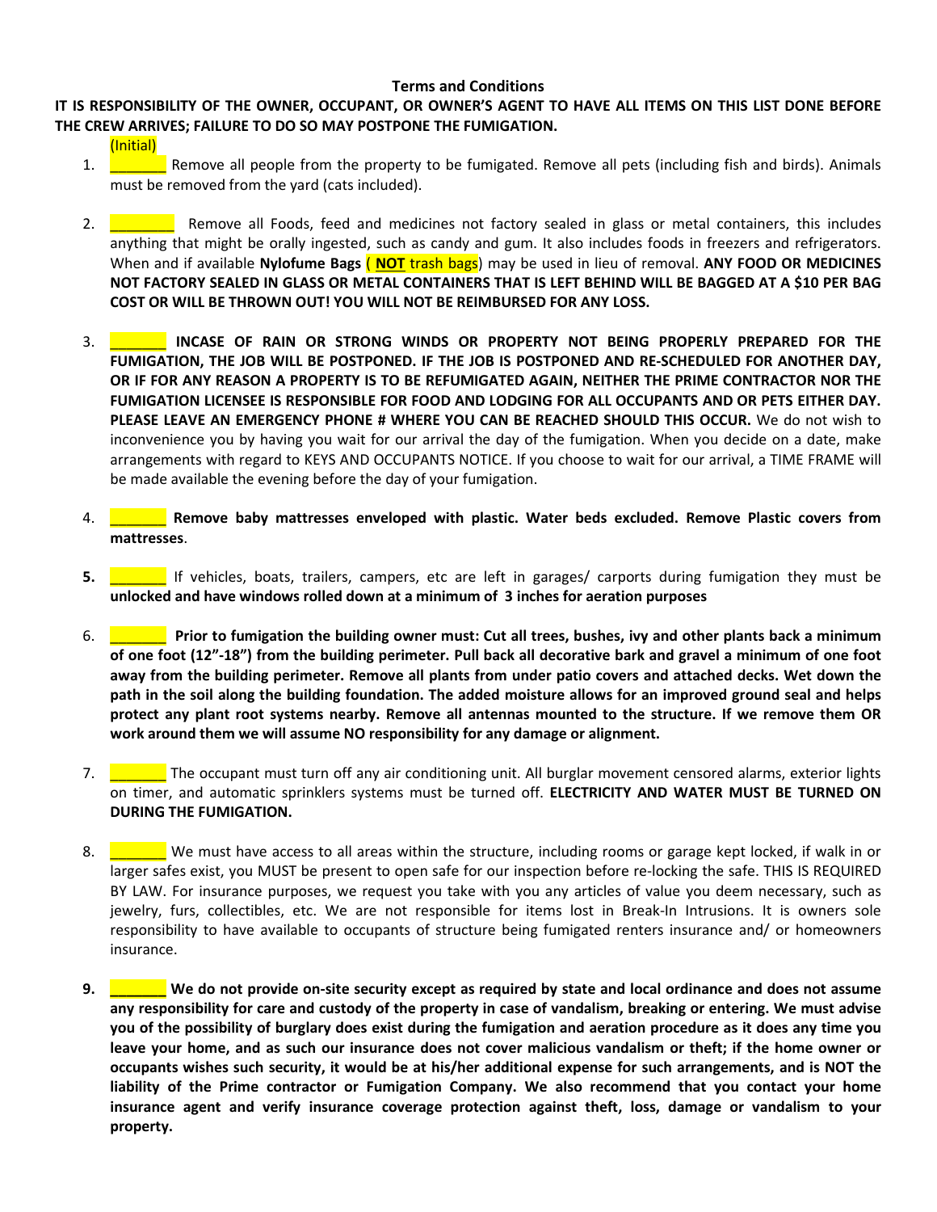**Terms and Conditions**

**IT IS RESPONSIBILITY OF THE OWNER, OCCUPANT, OR OWNER'S AGENT TO HAVE ALL ITEMS ON THIS LIST DONE BEFORE THE CREW ARRIVES; FAILURE TO DO SO MAY POSTPONE THE FUMIGATION.**

(Initial)

1. _______ Remove all people from the property to be fumigated. Remove all pets (including fish and birds). Animals must be removed from the yard (cats included).

2. _______ Remove all Foods, feed and medicines not factory sealed in glass or metal containers, this includes anything that might be orally ingested, such as candy and gum. It also includes foods in freezers and refrigerators. When and if available **Nylofume Bags** ( **NOT** trash bags) may be used in lieu of removal. **ANY FOOD OR MEDICINES NOT FACTORY SEALED IN GLASS OR METAL CONTAINERS THAT IS LEFT BEHIND WILL BE BAGGED AT A $10 PER BAG COST OR WILL BE THROWN OUT! YOU WILL NOT BE REIMBURSED FOR ANY LOSS.**

3. _______ **INCASE OF RAIN OR STRONG WINDS OR PROPERTY NOT BEING PROPERLY PREPARED FOR THE FUMIGATION, THE JOB WILL BE POSTPONED. IF THE JOB IS POSTPONED AND RE-SCHEDULED FOR ANOTHER DAY, OR IF FOR ANY REASON A PROPERTY IS TO BE REFUMIGATED AGAIN, NEITHER THE PRIME CONTRACTOR NOR THE FUMIGATION LICENSEE IS RESPONSIBLE FOR FOOD AND LODGING FOR ALL OCCUPANTS AND OR PETS EITHER DAY. PLEASE LEAVE AN EMERGENCY PHONE # WHERE YOU CAN BE REACHED SHOULD THIS OCCUR.** We do not wish to inconvenience you by having you wait for our arrival the day of the fumigation. When you decide on a date, make arrangements with regard to KEYS AND OCCUPANTS NOTICE. If you choose to wait for our arrival, a TIME FRAME will be made available the evening before the day of your fumigation.

4. _______ **Remove baby mattresses enveloped with plastic. Water beds excluded. Remove Plastic covers from mattresses**.

5. _______ If vehicles, boats, trailers, campers, etc are left in garages/ carports during fumigation they must be **unlocked and have windows rolled down at a minimum of 3 inches for aeration purposes**

6. _______ **Prior to fumigation the building owner must: Cut all trees, bushes, ivy and other plants back a minimum of one foot (12"-18") from the building perimeter. Pull back all decorative bark and gravel a minimum of one foot away from the building perimeter. Remove all plants from under patio covers and attached decks. Wet down the path in the soil along the building foundation. The added moisture allows for an improved ground seal and helps protect any plant root systems nearby. Remove all antennas mounted to the structure. If we remove them OR work around them we will assume NO responsibility for any damage or alignment.**

7. _______ The occupant must turn off any air conditioning unit. All burglar movement censored alarms, exterior lights on timer, and automatic sprinklers systems must be turned off. **ELECTRICITY AND WATER MUST BE TURNED ON DURING THE FUMIGATION.**

8. _______ We must have access to all areas within the structure, including rooms or garage kept locked, if walk in or larger safes exist, you MUST be present to open safe for our inspection before re-locking the safe. THIS IS REQUIRED BY LAW. For insurance purposes, we request you take with you any articles of value you deem necessary, such as jewelry, furs, collectibles, etc. We are not responsible for items lost in Break-In Intrusions. It is owners sole responsibility to have available to occupants of structure being fumigated renters insurance and/ or homeowners insurance.

9. _______ **We do not provide on-site security except as required by state and local ordinance and does not assume any responsibility for care and custody of the property in case of vandalism, breaking or entering. We must advise you of the possibility of burglary does exist during the fumigation and aeration procedure as it does any time you leave your home, and as such our insurance does not cover malicious vandalism or theft; if the home owner or occupants wishes such security, it would be at his/her additional expense for such arrangements, and is NOT the liability of the Prime contractor or Fumigation Company. We also recommend that you contact your home insurance agent and verify insurance coverage protection against theft, loss, damage or vandalism to your property.**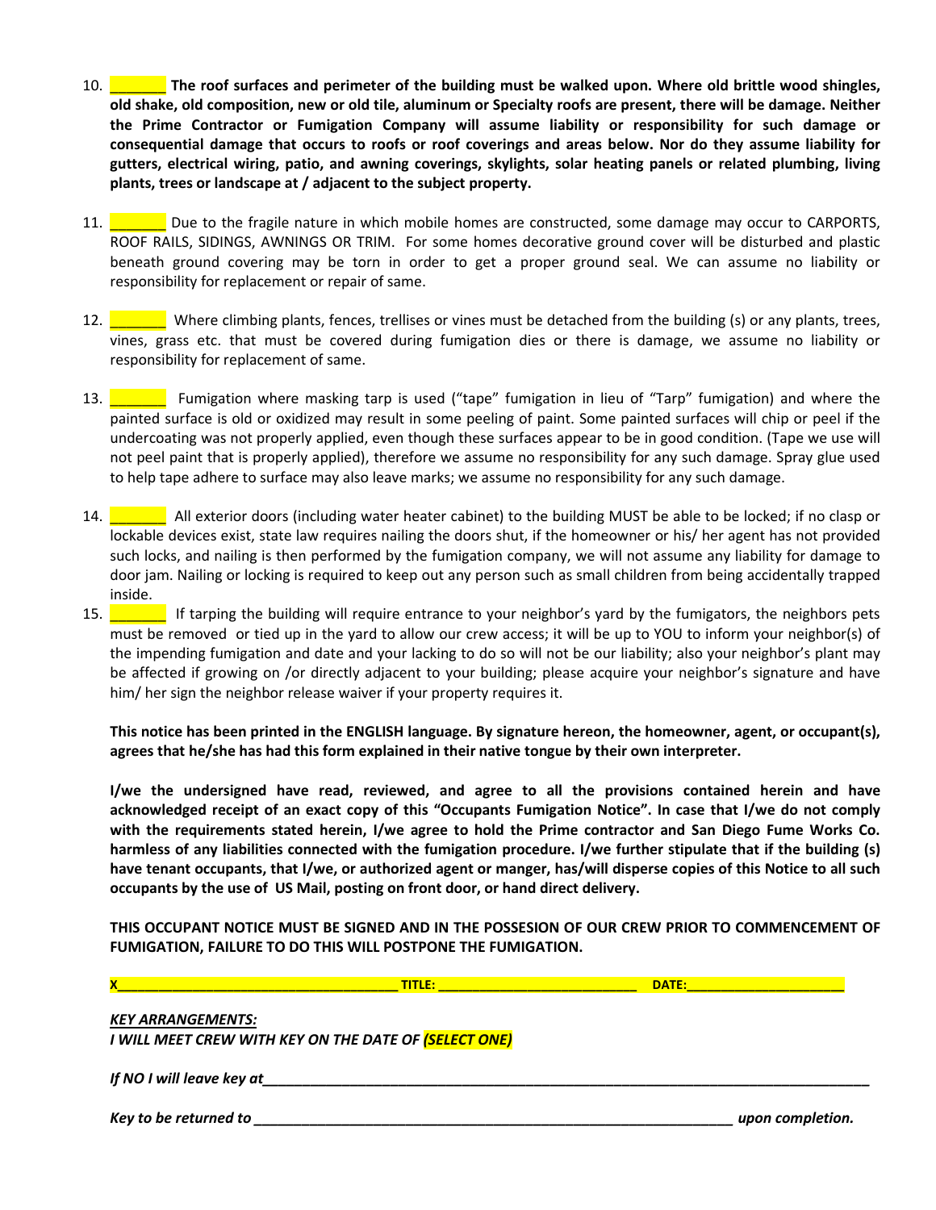10. _______ **The roof surfaces and perimeter of the building must be walked upon. Where old brittle wood shingles, old shake, old composition, new or old tile, aluminum or Specialty roofs are present, there will be damage. Neither the Prime Contractor or Fumigation Company will assume liability or responsibility for such damage or consequential damage that occurs to roofs or roof coverings and areas below. Nor do they assume liability for gutters, electrical wiring, patio, and awning coverings, skylights, solar heating panels or related plumbing, living plants, trees or landscape at / adjacent to the subject property.**

11. _______ Due to the fragile nature in which mobile homes are constructed, some damage may occur to CARPORTS, ROOF RAILS, SIDINGS, AWNINGS OR TRIM. For some homes decorative ground cover will be disturbed and plastic beneath ground covering may be torn in order to get a proper ground seal. We can assume no liability or responsibility for replacement or repair of same.

12. _______ Where climbing plants, fences, trellises or vines must be detached from the building (s) or any plants, trees, vines, grass etc. that must be covered during fumigation dies or there is damage, we assume no liability or responsibility for replacement of same.

13. _______ Fumigation where masking tarp is used ("tape" fumigation in lieu of "Tarp" fumigation) and where the painted surface is old or oxidized may result in some peeling of paint. Some painted surfaces will chip or peel if the undercoating was not properly applied, even though these surfaces appear to be in good condition. (Tape we use will not peel paint that is properly applied), therefore we assume no responsibility for any such damage. Spray glue used to help tape adhere to surface may also leave marks; we assume no responsibility for any such damage.

14. _______ All exterior doors (including water heater cabinet) to the building MUST be able to be locked; if no clasp or lockable devices exist, state law requires nailing the doors shut, if the homeowner or his/ her agent has not provided such locks, and nailing is then performed by the fumigation company, we will not assume any liability for damage to door jam. Nailing or locking is required to keep out any person such as small children from being accidentally trapped inside.

15. _______ If tarping the building will require entrance to your neighbor's yard by the fumigators, the neighbors pets must be removed or tied up in the yard to allow our crew access; it will be up to YOU to inform your neighbor(s) of the impending fumigation and date and your lacking to do so will not be our liability; also your neighbor's plant may be affected if growing on /or directly adjacent to your building; please acquire your neighbor's signature and have him/ her sign the neighbor release waiver if your property requires it.

**This notice has been printed in the ENGLISH language. By signature hereon, the homeowner, agent, or occupant(s), agrees that he/she has had this form explained in their native tongue by their own interpreter.**

**I/we the undersigned have read, reviewed, and agree to all the provisions contained herein and have acknowledged receipt of an exact copy of this "Occupants Fumigation Notice". In case that I/we do not comply with the requirements stated herein, I/we agree to hold the Prime contractor and San Diego Fume Works Co. harmless of any liabilities connected with the fumigation procedure. I/we further stipulate that if the building (s) have tenant occupants, that I/we, or authorized agent or manger, has/will disperse copies of this Notice to all such occupants by the use of US Mail, posting on front door, or hand direct delivery.**

**THIS OCCUPANT NOTICE MUST BE SIGNED AND IN THE POSSESION OF OUR CREW PRIOR TO COMMENCEMENT OF FUMIGATION, FAILURE TO DO THIS WILL POSTPONE THE FUMIGATION.**

**X______________________________________ TITLE: ___________________________ DATE:______________________**

***KEY ARRANGEMENTS:***
***I WILL MEET CREW WITH KEY ON THE DATE OF (SELECT ONE)***

***If NO I will leave key at***_______________________________________________________________________________

***Key to be returned to*** _______________________________________________________________ ***upon completion.***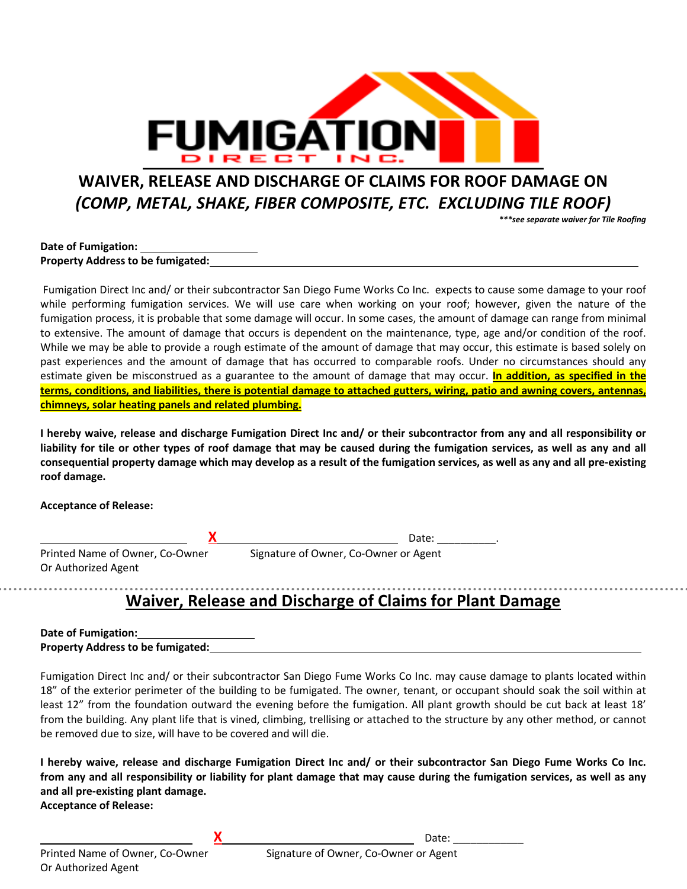FUMIGATION DIRECT INC.

# WAIVER, RELEASE AND DISCHARGE OF CLAIMS FOR ROOF DAMAGE ON *(COMP, METAL, SHAKE, FIBER COMPOSITE, ETC. EXCLUDING TILE ROOF)*

****see separate waiver for Tile Roofing***

**Date of Fumigation:** ____________________
**Property Address to be fumigated:** ____________________________________________________________________________

Fumigation Direct Inc and/ or their subcontractor San Diego Fume Works Co Inc. expects to cause some damage to your roof while performing fumigation services. We will use care when working on your roof; however, given the nature of the fumigation process, it is probable that some damage will occur. In some cases, the amount of damage can range from minimal to extensive. The amount of damage that occurs is dependent on the maintenance, type, age and/or condition of the roof. While we may be able to provide a rough estimate of the amount of damage that may occur, this estimate is based solely on past experiences and the amount of damage that has occurred to comparable roofs. Under no circumstances should any estimate given be misconstrued as a guarantee to the amount of damage that may occur. **In addition, as specified in the terms, conditions, and liabilities, there is potential damage to attached gutters, wiring, patio and awning covers, antennas, chimneys, solar heating panels and related plumbing.**

**I hereby waive, release and discharge Fumigation Direct Inc and/ or their subcontractor from any and all responsibility or liability for tile or other types of roof damage that may be caused during the fumigation services, as well as any and all consequential property damage which may develop as a result of the fumigation services, as well as any and all pre-existing roof damage.**

**Acceptance of Release:**

_________________________ **X** ______________________________ Date: __________.

Printed Name of Owner, Co-Owner Or Authorized Agent — Signature of Owner, Co-Owner or Agent

---

## Waiver, Release and Discharge of Claims for Plant Damage

**Date of Fumigation:** ____________________
**Property Address to be fumigated:** ____________________________________________________________________________

Fumigation Direct Inc and/ or their subcontractor San Diego Fume Works Co Inc. may cause damage to plants located within 18" of the exterior perimeter of the building to be fumigated. The owner, tenant, or occupant should soak the soil within at least 12" from the foundation outward the evening before the fumigation. All plant growth should be cut back at least 18' from the building. Any plant life that is vined, climbing, trellising or attached to the structure by any other method, or cannot be removed due to size, will have to be covered and will die.

**I hereby waive, release and discharge Fumigation Direct Inc and/ or their subcontractor San Diego Fume Works Co Inc. from any and all responsibility or liability for plant damage that may cause during the fumigation services, as well as any and all pre-existing plant damage.**

**Acceptance of Release:**

_________________________ **X** ______________________________ Date: ____________

Printed Name of Owner, Co-Owner Or Authorized Agent — Signature of Owner, Co-Owner or Agent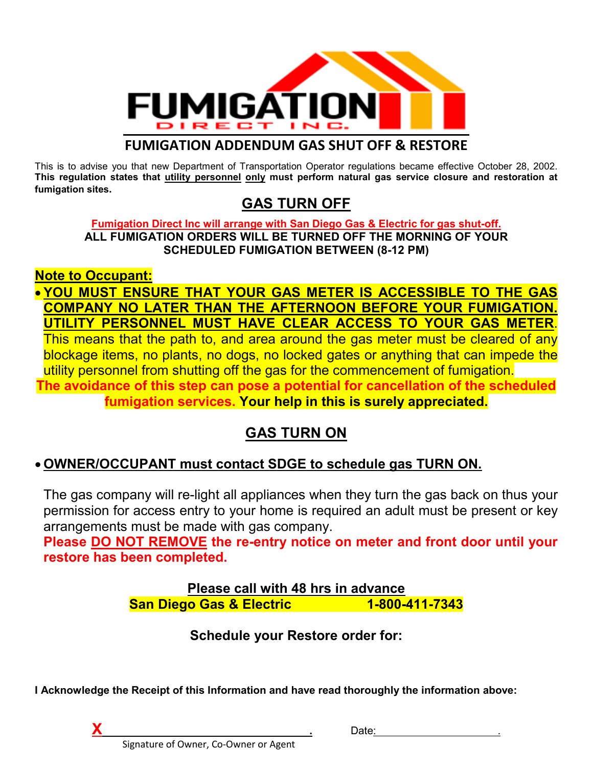**FUMIGATION**
DIRECT INC.

# FUMIGATION ADDENDUM GAS SHUT OFF & RESTORE

This is to advise you that new Department of Transportation Operator regulations became effective October 28, 2002. **This regulation states that utility personnel only must perform natural gas service closure and restoration at fumigation sites.**

## GAS TURN OFF

**Fumigation Direct Inc will arrange with San Diego Gas & Electric for gas shut-off.**
**ALL FUMIGATION ORDERS WILL BE TURNED OFF THE MORNING OF YOUR SCHEDULED FUMIGATION BETWEEN (8-12 PM)**

**Note to Occupant:**

- **YOU MUST ENSURE THAT YOUR GAS METER IS ACCESSIBLE TO THE GAS COMPANY NO LATER THAN THE AFTERNOON BEFORE YOUR FUMIGATION. UTILITY PERSONNEL MUST HAVE CLEAR ACCESS TO YOUR GAS METER**. This means that the path to, and area around the gas meter must be cleared of any blockage items, no plants, no dogs, no locked gates or anything that can impede the utility personnel from shutting off the gas for the commencement of fumigation.

**The avoidance of this step can pose a potential for cancellation of the scheduled fumigation services. Your help in this is surely appreciated.**

## GAS TURN ON

- **OWNER/OCCUPANT must contact SDGE to schedule gas TURN ON.**

The gas company will re-light all appliances when they turn the gas back on thus your permission for access entry to your home is required an adult must be present or key arrangements must be made with gas company.

**Please DO NOT REMOVE the re-entry notice on meter and front door until your restore has been completed.**

**Please call with 48 hrs in advance**
**San Diego Gas & Electric 1-800-411-7343**

**Schedule your Restore order for:**

**I Acknowledge the Receipt of this Information and have read thoroughly the information above:**

X________________________________. Date:____________________.
Signature of Owner, Co-Owner or Agent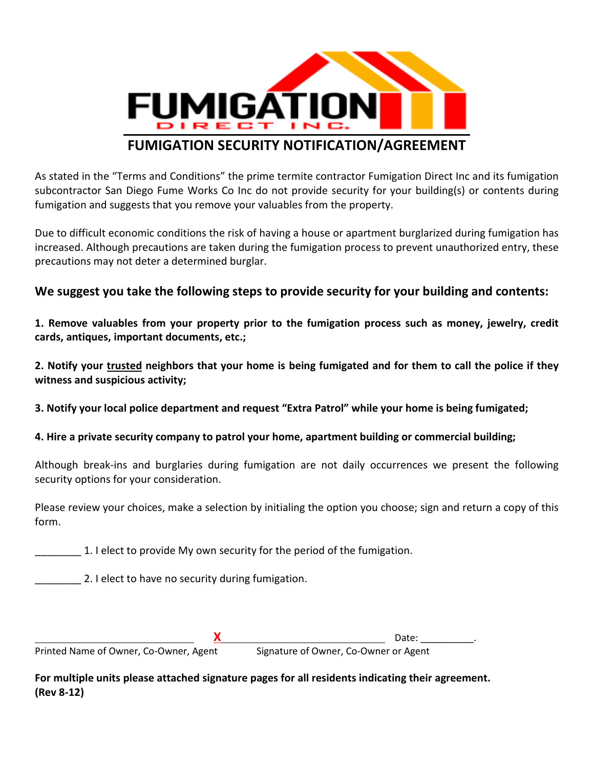FUMIGATION DIRECT INC.

# FUMIGATION SECURITY NOTIFICATION/AGREEMENT

As stated in the "Terms and Conditions" the prime termite contractor Fumigation Direct Inc and its fumigation subcontractor San Diego Fume Works Co Inc do not provide security for your building(s) or contents during fumigation and suggests that you remove your valuables from the property.

Due to difficult economic conditions the risk of having a house or apartment burglarized during fumigation has increased. Although precautions are taken during the fumigation process to prevent unauthorized entry, these precautions may not deter a determined burglar.

## We suggest you take the following steps to provide security for your building and contents:

**1. Remove valuables from your property prior to the fumigation process such as money, jewelry, credit cards, antiques, important documents, etc.;**

**2. Notify your <u>trusted</u> neighbors that your home is being fumigated and for them to call the police if they witness and suspicious activity;**

**3. Notify your local police department and request "Extra Patrol" while your home is being fumigated;**

**4. Hire a private security company to patrol your home, apartment building or commercial building;**

Although break-ins and burglaries during fumigation are not daily occurrences we present the following security options for your consideration.

Please review your choices, make a selection by initialing the option you choose; sign and return a copy of this form.

________ 1. I elect to provide My own security for the period of the fumigation.

________ 2. I elect to have no security during fumigation.

______________________________ X______________________________ Date: __________.

Printed Name of Owner, Co-Owner, Agent    Signature of Owner, Co-Owner or Agent

**For multiple units please attached signature pages for all residents indicating their agreement.**
**(Rev 8-12)**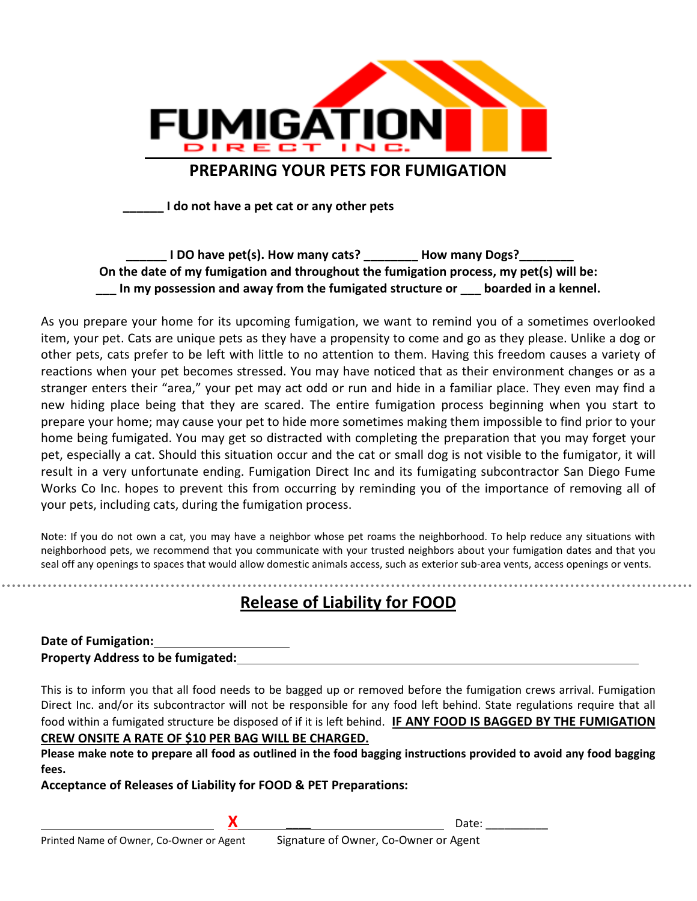FUMIGATION
DIRECT INC.

## PREPARING YOUR PETS FOR FUMIGATION

**______ I do not have a pet cat or any other pets**

**______ I DO have pet(s). How many cats? ________ How many Dogs?________**
**On the date of my fumigation and throughout the fumigation process, my pet(s) will be:**
**___ In my possession and away from the fumigated structure or ___ boarded in a kennel.**

As you prepare your home for its upcoming fumigation, we want to remind you of a sometimes overlooked item, your pet. Cats are unique pets as they have a propensity to come and go as they please. Unlike a dog or other pets, cats prefer to be left with little to no attention to them. Having this freedom causes a variety of reactions when your pet becomes stressed. You may have noticed that as their environment changes or as a stranger enters their "area," your pet may act odd or run and hide in a familiar place. They even may find a new hiding place being that they are scared. The entire fumigation process beginning when you start to prepare your home; may cause your pet to hide more sometimes making them impossible to find prior to your home being fumigated. You may get so distracted with completing the preparation that you may forget your pet, especially a cat. Should this situation occur and the cat or small dog is not visible to the fumigator, it will result in a very unfortunate ending. Fumigation Direct Inc and its fumigating subcontractor San Diego Fume Works Co Inc. hopes to prevent this from occurring by reminding you of the importance of removing all of your pets, including cats, during the fumigation process.

Note: If you do not own a cat, you may have a neighbor whose pet roams the neighborhood. To help reduce any situations with neighborhood pets, we recommend that you communicate with your trusted neighbors about your fumigation dates and that you seal off any openings to spaces that would allow domestic animals access, such as exterior sub-area vents, access openings or vents.

## Release of Liability for FOOD

**Date of Fumigation:** ____________________
**Property Address to be fumigated:** ________________________________________________

This is to inform you that all food needs to be bagged up or removed before the fumigation crews arrival. Fumigation Direct Inc. and/or its subcontractor will not be responsible for any food left behind. State regulations require that all food within a fumigated structure be disposed of if it is left behind. **IF ANY FOOD IS BAGGED BY THE FUMIGATION CREW ONSITE A RATE OF $10 PER BAG WILL BE CHARGED.**

**Please make note to prepare all food as outlined in the food bagging instructions provided to avoid any food bagging fees.**

**Acceptance of Releases of Liability for FOOD & PET Preparations:**

____________________________ X ____________________________ Date: __________
Printed Name of Owner, Co-Owner or Agent    Signature of Owner, Co-Owner or Agent